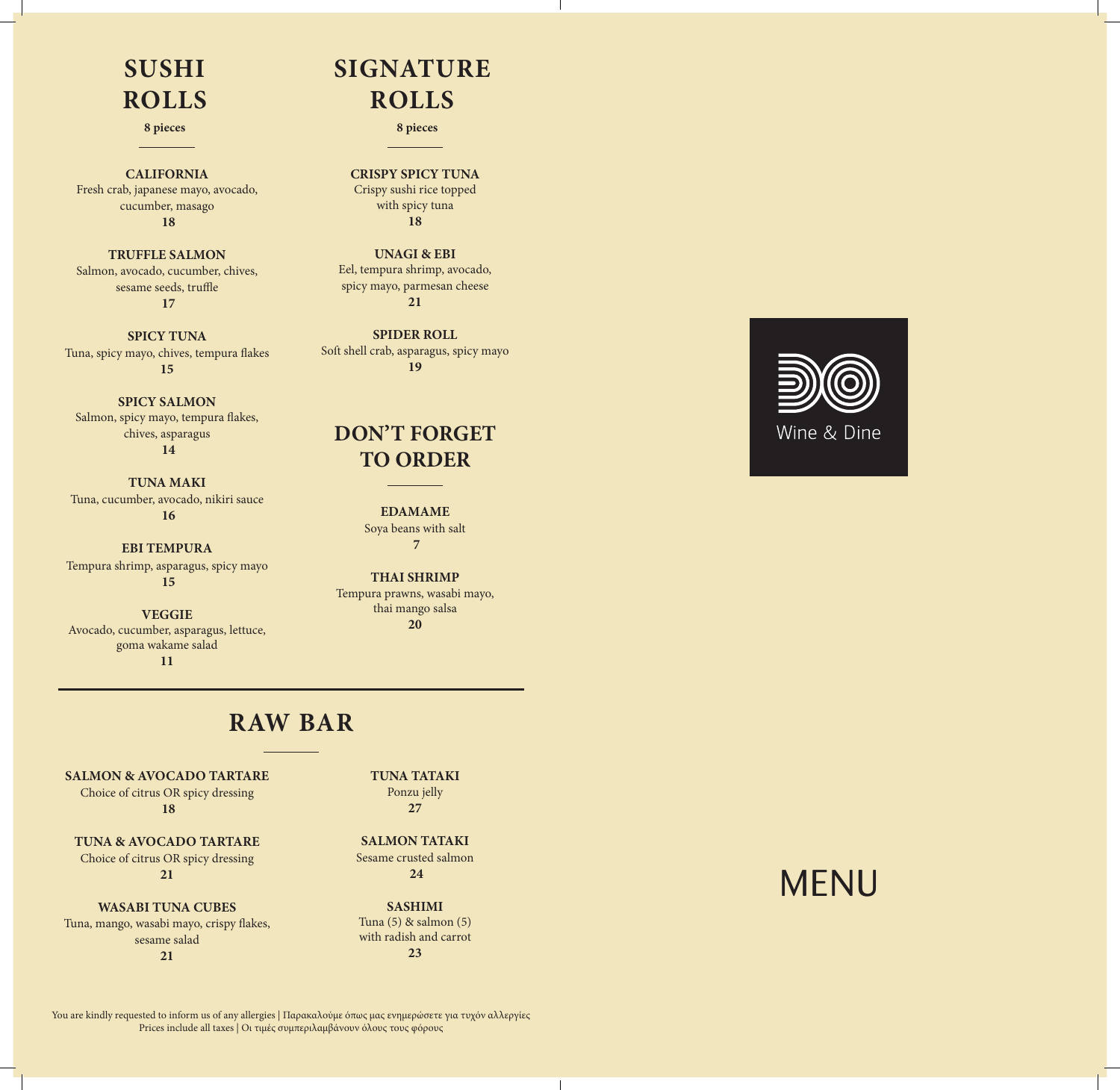# SUSHI ROLLS

**8 pieces**

**CALIFORNIA**
Fresh crab, japanese mayo, avocado, cucumber, masago
**18**

**TRUFFLE SALMON**
Salmon, avocado, cucumber, chives, sesame seeds, truffle
**17**

**SPICY TUNA**
Tuna, spicy mayo, chives, tempura flakes
**15**

**SPICY SALMON**
Salmon, spicy mayo, tempura flakes, chives, asparagus
**14**

**TUNA MAKI**
Tuna, cucumber, avocado, nikiri sauce
**16**

**EBI TEMPURA**
Tempura shrimp, asparagus, spicy mayo
**15**

**VEGGIE**
Avocado, cucumber, asparagus, lettuce, goma wakame salad
**11**

# SIGNATURE ROLLS

**8 pieces**

**CRISPY SPICY TUNA**
Crispy sushi rice topped with spicy tuna
**18**

**UNAGI & EBI**
Eel, tempura shrimp, avocado, spicy mayo, parmesan cheese
**21**

**SPIDER ROLL**
Soft shell crab, asparagus, spicy mayo
**19**

# DON'T FORGET TO ORDER

**EDAMAME**
Soya beans with salt
**7**

**THAI SHRIMP**
Tempura prawns, wasabi mayo, thai mango salsa
**20**

# RAW BAR

**SALMON & AVOCADO TARTARE**
Choice of citrus OR spicy dressing
**18**

**TUNA & AVOCADO TARTARE**
Choice of citrus OR spicy dressing
**21**

**WASABI TUNA CUBES**
Tuna, mango, wasabi mayo, crispy flakes, sesame salad
**21**

**TUNA TATAKI**
Ponzu jelly
**27**

**SALMON TATAKI**
Sesame crusted salmon
**24**

**SASHIMI**
Tuna (5) & salmon (5) with radish and carrot
**23**

You are kindly requested to inform us of any allergies | Παρακαλούμε όπως μας ενημερώσετε για τυχόν αλλεργίες
Prices include all taxes | Οι τιμές συμπεριλαμβάνουν όλους τους φόρους

Wine & Dine

# MENU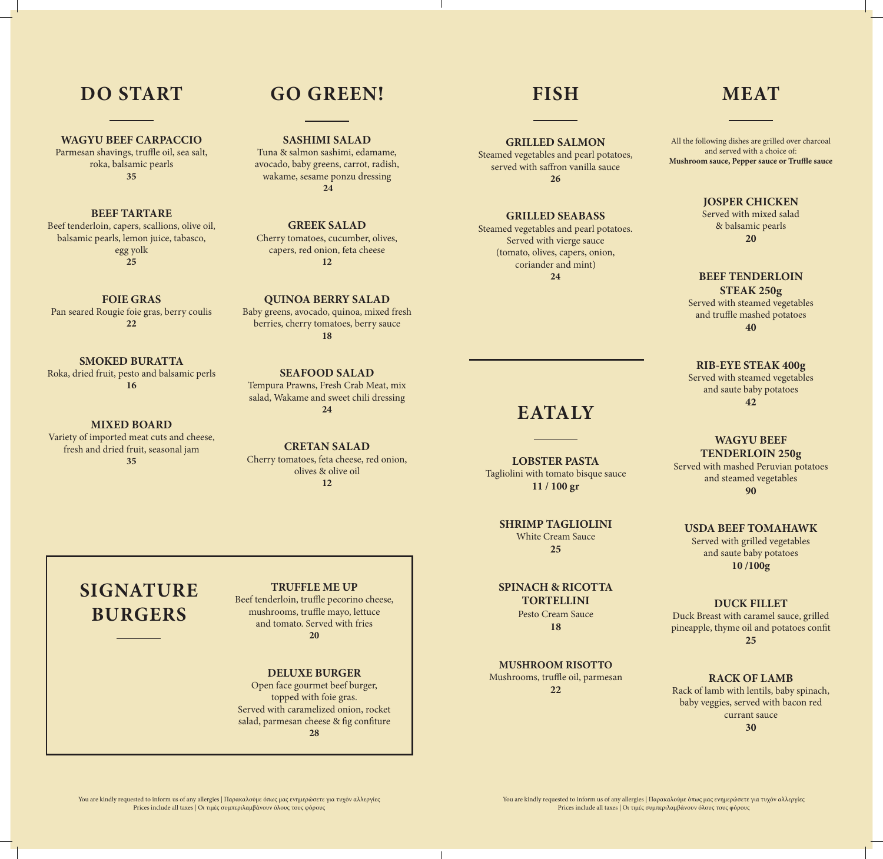## DO START

**WAGYU BEEF CARPACCIO**
Parmesan shavings, truffle oil, sea salt, roka, balsamic pearls
**35**

**BEEF TARTARE**
Beef tenderloin, capers, scallions, olive oil, balsamic pearls, lemon juice, tabasco, egg yolk
**25**

**FOIE GRAS**
Pan seared Rougie foie gras, berry coulis
**22**

**SMOKED BURATTA**
Roka, dried fruit, pesto and balsamic perls
**16**

**MIXED BOARD**
Variety of imported meat cuts and cheese, fresh and dried fruit, seasonal jam
**35**

## GO GREEN!

**SASHIMI SALAD**
Tuna & salmon sashimi, edamame, avocado, baby greens, carrot, radish, wakame, sesame ponzu dressing
**24**

**GREEK SALAD**
Cherry tomatoes, cucumber, olives, capers, red onion, feta cheese
**12**

**QUINOA BERRY SALAD**
Baby greens, avocado, quinoa, mixed fresh berries, cherry tomatoes, berry sauce
**18**

**SEAFOOD SALAD**
Tempura Prawns, Fresh Crab Meat, mix salad, Wakame and sweet chili dressing
**24**

**CRETAN SALAD**
Cherry tomatoes, feta cheese, red onion, olives & olive oil
**12**

## SIGNATURE BURGERS

**TRUFFLE ME UP**
Beef tenderloin, truffle pecorino cheese, mushrooms, truffle mayo, lettuce and tomato. Served with fries
**20**

**DELUXE BURGER**
Open face gourmet beef burger, topped with foie gras.
Served with caramelized onion, rocket salad, parmesan cheese & fig confiture
**28**

You are kindly requested to inform us of any allergies | Παρακαλούμε όπως μας ενημερώσετε για τυχόν αλλεργίες
Prices include all taxes | Οι τιμές συμπεριλαμβάνουν όλους τους φόρους

## FISH

**GRILLED SALMON**
Steamed vegetables and pearl potatoes, served with saffron vanilla sauce
**26**

**GRILLED SEABASS**
Steamed vegetables and pearl potatoes. Served with vierge sauce (tomato, olives, capers, onion, coriander and mint)
**24**

## EATALY

**LOBSTER PASTA**
Tagliolini with tomato bisque sauce
**11 / 100 gr**

**SHRIMP TAGLIOLINI**
White Cream Sauce
**25**

**SPINACH & RICOTTA TORTELLINI**
Pesto Cream Sauce
**18**

**MUSHROOM RISOTTO**
Mushrooms, truffle oil, parmesan
**22**

## MEAT

All the following dishes are grilled over charcoal and served with a choice of:
**Mushroom sauce, Pepper sauce or Truffle sauce**

**JOSPER CHICKEN**
Served with mixed salad & balsamic pearls
**20**

**BEEF TENDERLOIN STEAK 250g**
Served with steamed vegetables and truffle mashed potatoes
**40**

**RIB-EYE STEAK 400g**
Served with steamed vegetables and saute baby potatoes
**42**

**WAGYU BEEF TENDERLOIN 250g**
Served with mashed Peruvian potatoes and steamed vegetables
**90**

**USDA BEEF TOMAHAWK**
Served with grilled vegetables and saute baby potatoes
**10 /100g**

**DUCK FILLET**
Duck Breast with caramel sauce, grilled pineapple, thyme oil and potatoes confit
**25**

**RACK OF LAMB**
Rack of lamb with lentils, baby spinach, baby veggies, served with bacon red currant sauce
**30**

You are kindly requested to inform us of any allergies | Παρακαλούμε όπως μας ενημερώσετε για τυχόν αλλεργίες
Prices include all taxes | Οι τιμές συμπεριλαμβάνουν όλους τους φόρους